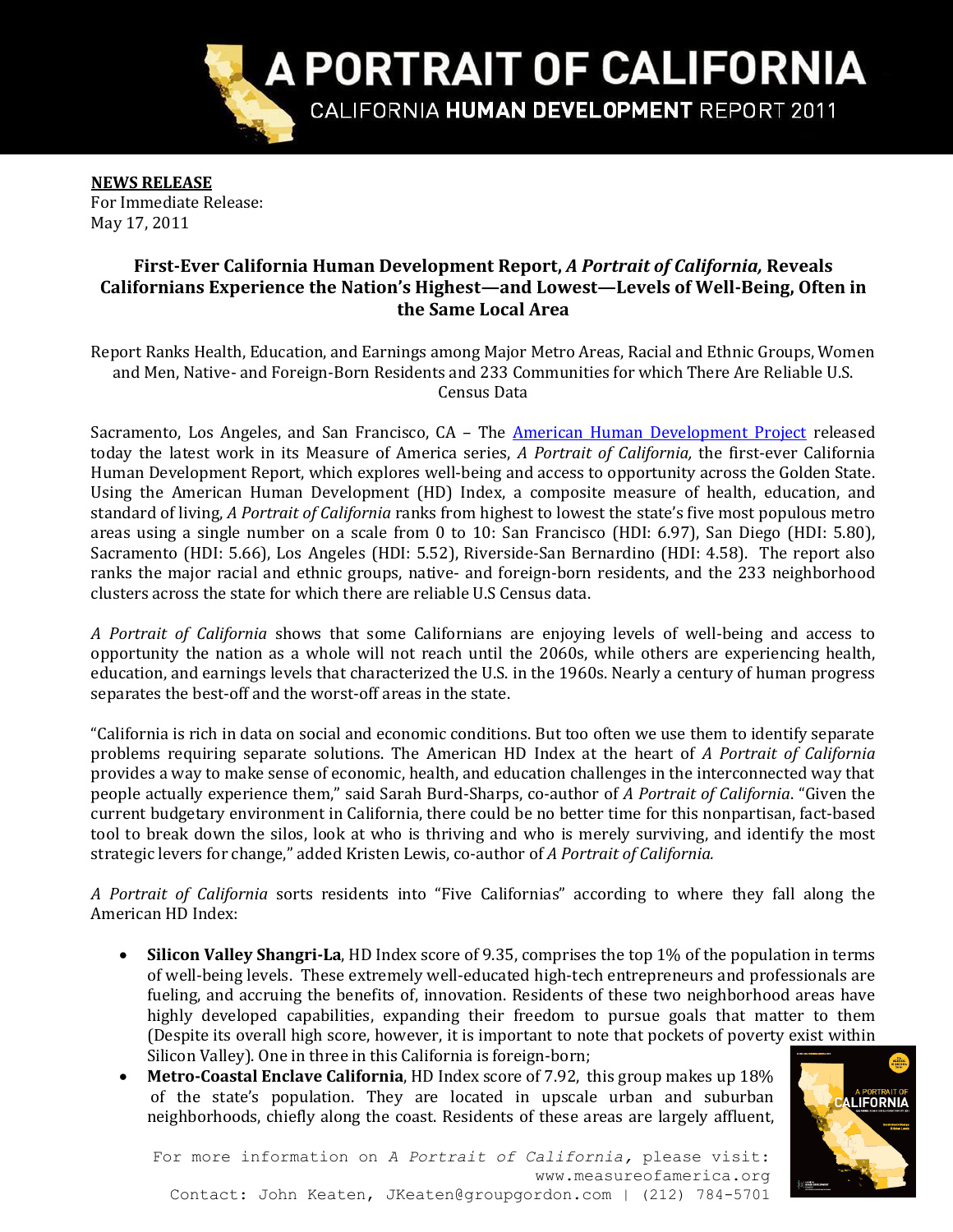# A PORTRAIT OF CALIFORNIA

CALIFORNIA **HUMAN DEVELOPMENT** REPORT 2011

**NEWS RELEASE**
For Immediate Release:
May 17, 2011

## First-Ever California Human Development Report, *A Portrait of California,* Reveals Californians Experience the Nation's Highest—and Lowest—Levels of Well-Being, Often in the Same Local Area

Report Ranks Health, Education, and Earnings among Major Metro Areas, Racial and Ethnic Groups, Women and Men, Native- and Foreign-Born Residents and 233 Communities for which There Are Reliable U.S. Census Data

Sacramento, Los Angeles, and San Francisco, CA – The American Human Development Project released today the latest work in its Measure of America series, *A Portrait of California,* the first-ever California Human Development Report, which explores well-being and access to opportunity across the Golden State. Using the American Human Development (HD) Index, a composite measure of health, education, and standard of living, *A Portrait of California* ranks from highest to lowest the state's five most populous metro areas using a single number on a scale from 0 to 10: San Francisco (HDI: 6.97), San Diego (HDI: 5.80), Sacramento (HDI: 5.66), Los Angeles (HDI: 5.52), Riverside-San Bernardino (HDI: 4.58). The report also ranks the major racial and ethnic groups, native- and foreign-born residents, and the 233 neighborhood clusters across the state for which there are reliable U.S Census data.

*A Portrait of California* shows that some Californians are enjoying levels of well-being and access to opportunity the nation as a whole will not reach until the 2060s, while others are experiencing health, education, and earnings levels that characterized the U.S. in the 1960s. Nearly a century of human progress separates the best-off and the worst-off areas in the state.

"California is rich in data on social and economic conditions. But too often we use them to identify separate problems requiring separate solutions. The American HD Index at the heart of *A Portrait of California* provides a way to make sense of economic, health, and education challenges in the interconnected way that people actually experience them," said Sarah Burd-Sharps, co-author of *A Portrait of California*. "Given the current budgetary environment in California, there could be no better time for this nonpartisan, fact-based tool to break down the silos, look at who is thriving and who is merely surviving, and identify the most strategic levers for change," added Kristen Lewis, co-author of *A Portrait of California.*

*A Portrait of California* sorts residents into "Five Californias" according to where they fall along the American HD Index:

- **Silicon Valley Shangri-La**, HD Index score of 9.35, comprises the top 1% of the population in terms of well-being levels. These extremely well-educated high-tech entrepreneurs and professionals are fueling, and accruing the benefits of, innovation. Residents of these two neighborhood areas have highly developed capabilities, expanding their freedom to pursue goals that matter to them (Despite its overall high score, however, it is important to note that pockets of poverty exist within Silicon Valley). One in three in this California is foreign-born;
- **Metro-Coastal Enclave California**, HD Index score of 7.92, this group makes up 18% of the state's population. They are located in upscale urban and suburban neighborhoods, chiefly along the coast. Residents of these areas are largely affluent,

For more information on *A Portrait of California,* please visit: www.measureofamerica.org
Contact: John Keaten, JKeaten@groupgordon.com | (212) 784-5701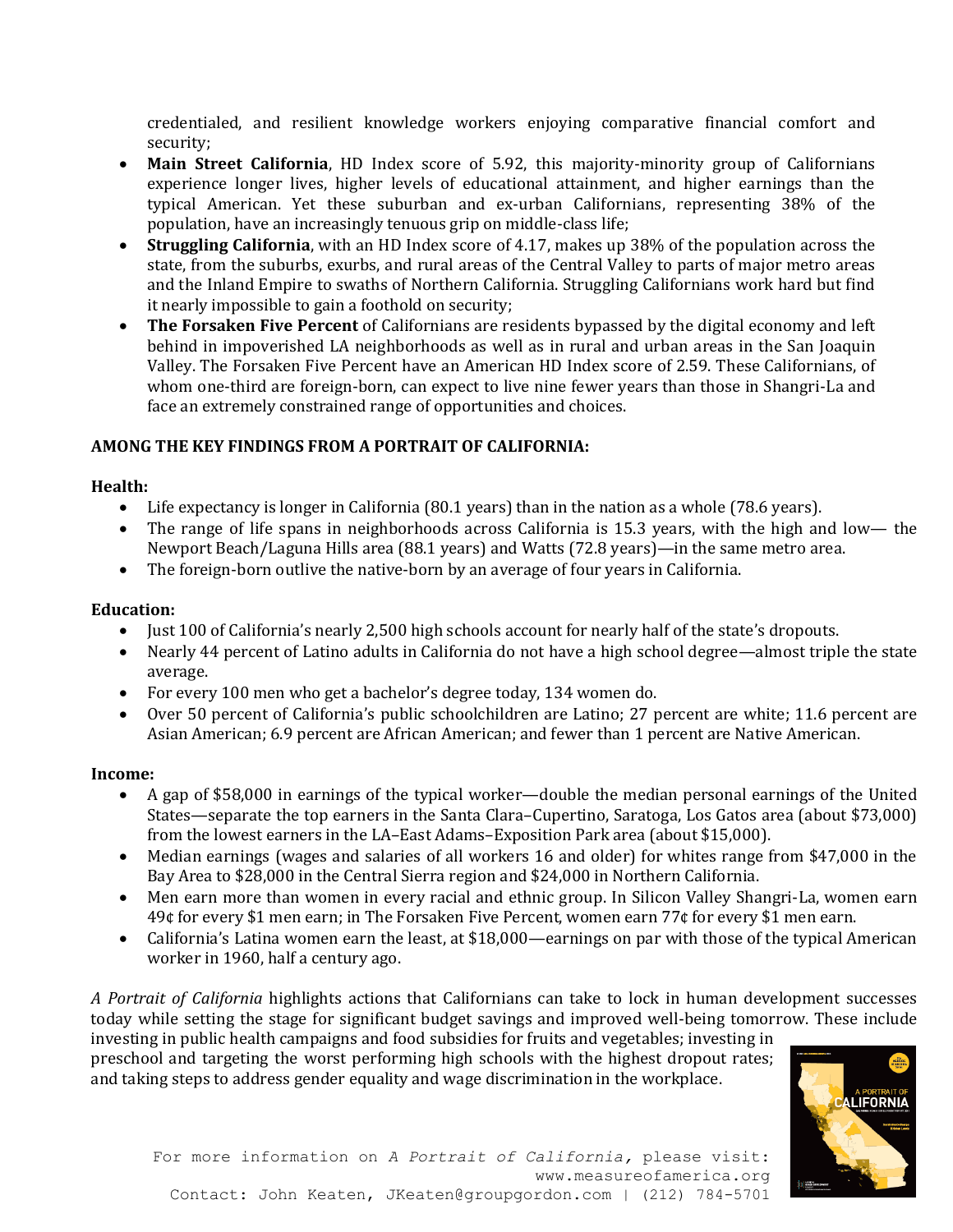credentialed, and resilient knowledge workers enjoying comparative financial comfort and security;

- **Main Street California**, HD Index score of 5.92, this majority-minority group of Californians experience longer lives, higher levels of educational attainment, and higher earnings than the typical American. Yet these suburban and ex-urban Californians, representing 38% of the population, have an increasingly tenuous grip on middle-class life;
- **Struggling California**, with an HD Index score of 4.17, makes up 38% of the population across the state, from the suburbs, exurbs, and rural areas of the Central Valley to parts of major metro areas and the Inland Empire to swaths of Northern California. Struggling Californians work hard but find it nearly impossible to gain a foothold on security;
- **The Forsaken Five Percent** of Californians are residents bypassed by the digital economy and left behind in impoverished LA neighborhoods as well as in rural and urban areas in the San Joaquin Valley. The Forsaken Five Percent have an American HD Index score of 2.59. These Californians, of whom one-third are foreign-born, can expect to live nine fewer years than those in Shangri-La and face an extremely constrained range of opportunities and choices.

**AMONG THE KEY FINDINGS FROM A PORTRAIT OF CALIFORNIA:**

**Health:**

- Life expectancy is longer in California (80.1 years) than in the nation as a whole (78.6 years).
- The range of life spans in neighborhoods across California is 15.3 years, with the high and low— the Newport Beach/Laguna Hills area (88.1 years) and Watts (72.8 years)—in the same metro area.
- The foreign-born outlive the native-born by an average of four years in California.

**Education:**

- Just 100 of California's nearly 2,500 high schools account for nearly half of the state's dropouts.
- Nearly 44 percent of Latino adults in California do not have a high school degree—almost triple the state average.
- For every 100 men who get a bachelor's degree today, 134 women do.
- Over 50 percent of California's public schoolchildren are Latino; 27 percent are white; 11.6 percent are Asian American; 6.9 percent are African American; and fewer than 1 percent are Native American.

**Income:**

- A gap of $58,000 in earnings of the typical worker—double the median personal earnings of the United States—separate the top earners in the Santa Clara–Cupertino, Saratoga, Los Gatos area (about $73,000) from the lowest earners in the LA–East Adams–Exposition Park area (about $15,000).
- Median earnings (wages and salaries of all workers 16 and older) for whites range from $47,000 in the Bay Area to $28,000 in the Central Sierra region and $24,000 in Northern California.
- Men earn more than women in every racial and ethnic group. In Silicon Valley Shangri-La, women earn 49¢ for every $1 men earn; in The Forsaken Five Percent, women earn 77¢ for every $1 men earn.
- California's Latina women earn the least, at $18,000—earnings on par with those of the typical American worker in 1960, half a century ago.

*A Portrait of California* highlights actions that Californians can take to lock in human development successes today while setting the stage for significant budget savings and improved well-being tomorrow. These include investing in public health campaigns and food subsidies for fruits and vegetables; investing in preschool and targeting the worst performing high schools with the highest dropout rates; and taking steps to address gender equality and wage discrimination in the workplace.

For more information on *A Portrait of California,* please visit: www.measureofamerica.org

Contact: John Keaten, JKeaten@groupgordon.com | (212) 784-5701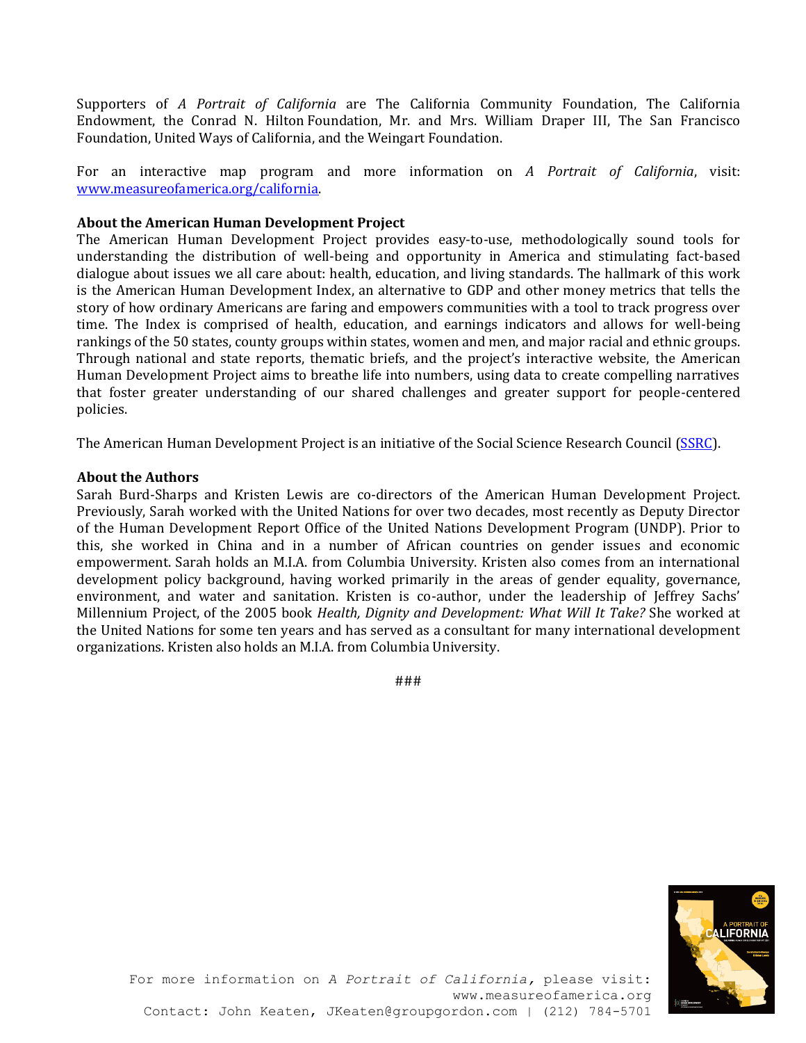Supporters of *A Portrait of California* are The California Community Foundation, The California Endowment, the Conrad N. Hilton Foundation, Mr. and Mrs. William Draper III, The San Francisco Foundation, United Ways of California, and the Weingart Foundation.

For an interactive map program and more information on *A Portrait of California*, visit: [www.measureofamerica.org/california](http://www.measureofamerica.org/california).

**About the American Human Development Project**

The American Human Development Project provides easy-to-use, methodologically sound tools for understanding the distribution of well-being and opportunity in America and stimulating fact-based dialogue about issues we all care about: health, education, and living standards. The hallmark of this work is the American Human Development Index, an alternative to GDP and other money metrics that tells the story of how ordinary Americans are faring and empowers communities with a tool to track progress over time. The Index is comprised of health, education, and earnings indicators and allows for well-being rankings of the 50 states, county groups within states, women and men, and major racial and ethnic groups. Through national and state reports, thematic briefs, and the project's interactive website, the American Human Development Project aims to breathe life into numbers, using data to create compelling narratives that foster greater understanding of our shared challenges and greater support for people-centered policies.

The American Human Development Project is an initiative of the Social Science Research Council (SSRC).

**About the Authors**

Sarah Burd-Sharps and Kristen Lewis are co-directors of the American Human Development Project. Previously, Sarah worked with the United Nations for over two decades, most recently as Deputy Director of the Human Development Report Office of the United Nations Development Program (UNDP). Prior to this, she worked in China and in a number of African countries on gender issues and economic empowerment. Sarah holds an M.I.A. from Columbia University. Kristen also comes from an international development policy background, having worked primarily in the areas of gender equality, governance, environment, and water and sanitation. Kristen is co-author, under the leadership of Jeffrey Sachs' Millennium Project, of the 2005 book *Health, Dignity and Development: What Will It Take?* She worked at the United Nations for some ten years and has served as a consultant for many international development organizations. Kristen also holds an M.I.A. from Columbia University.

###

For more information on *A Portrait of California,* please visit:
www.measureofamerica.org
Contact: John Keaten, JKeaten@groupgordon.com | (212) 784-5701